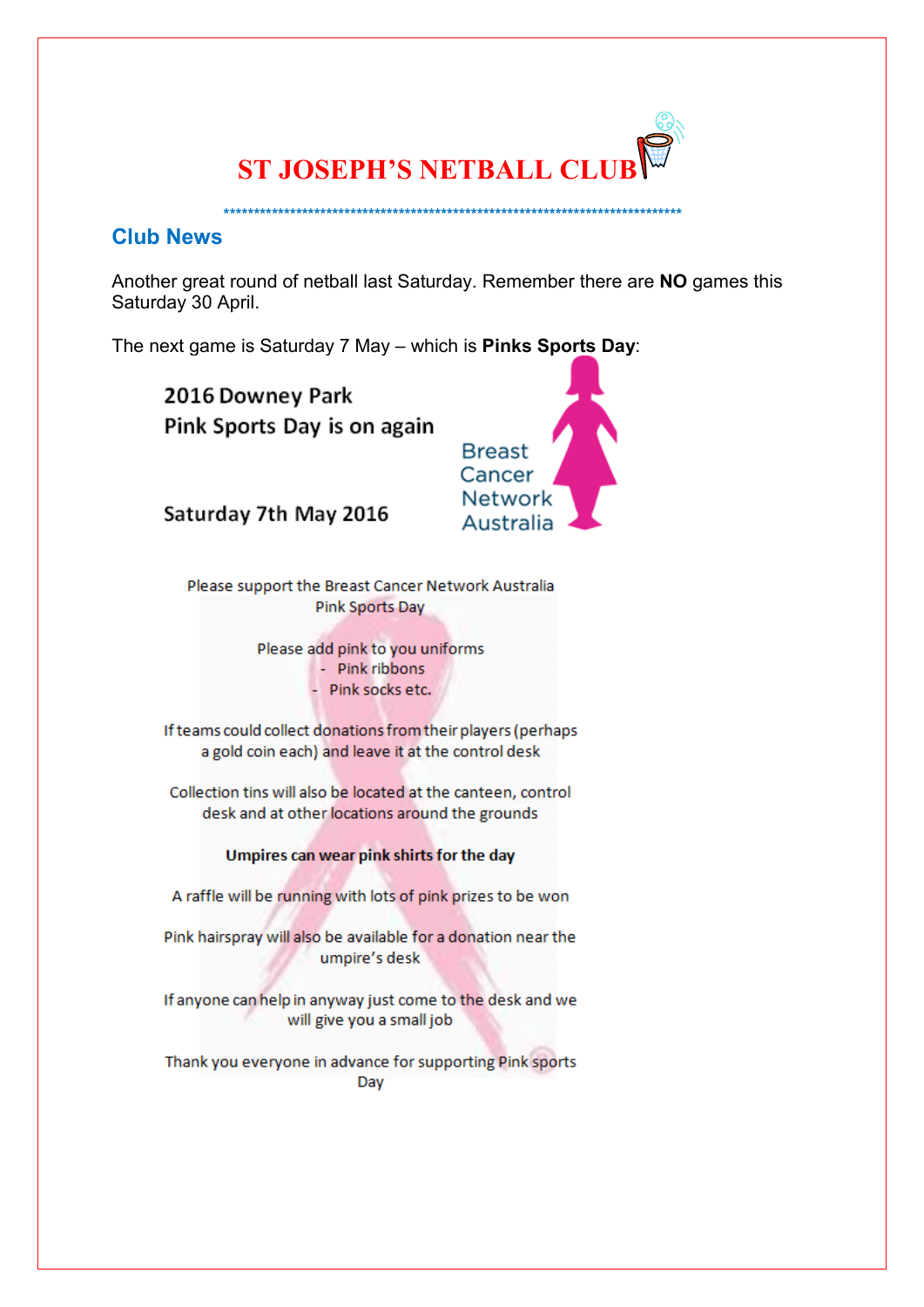# ST JOSEPH'S NETBALL CLUB

*******************************************************************************

## Club News

Another great round of netball last Saturday. Remember there are **NO** games this Saturday 30 April.

The next game is Saturday 7 May – which is **Pinks Sports Day**:

2016 Downey Park
Pink Sports Day is on again

Saturday 7th May 2016

Breast Cancer Network Australia

Please support the Breast Cancer Network Australia Pink Sports Day

Please add pink to you uniforms
- Pink ribbons
- Pink socks etc.

If teams could collect donations from their players (perhaps a gold coin each) and leave it at the control desk

Collection tins will also be located at the canteen, control desk and at other locations around the grounds

**Umpires can wear pink shirts for the day**

A raffle will be running with lots of pink prizes to be won

Pink hairspray will also be available for a donation near the umpire's desk

If anyone can help in anyway just come to the desk and we will give you a small job

Thank you everyone in advance for supporting Pink sports Day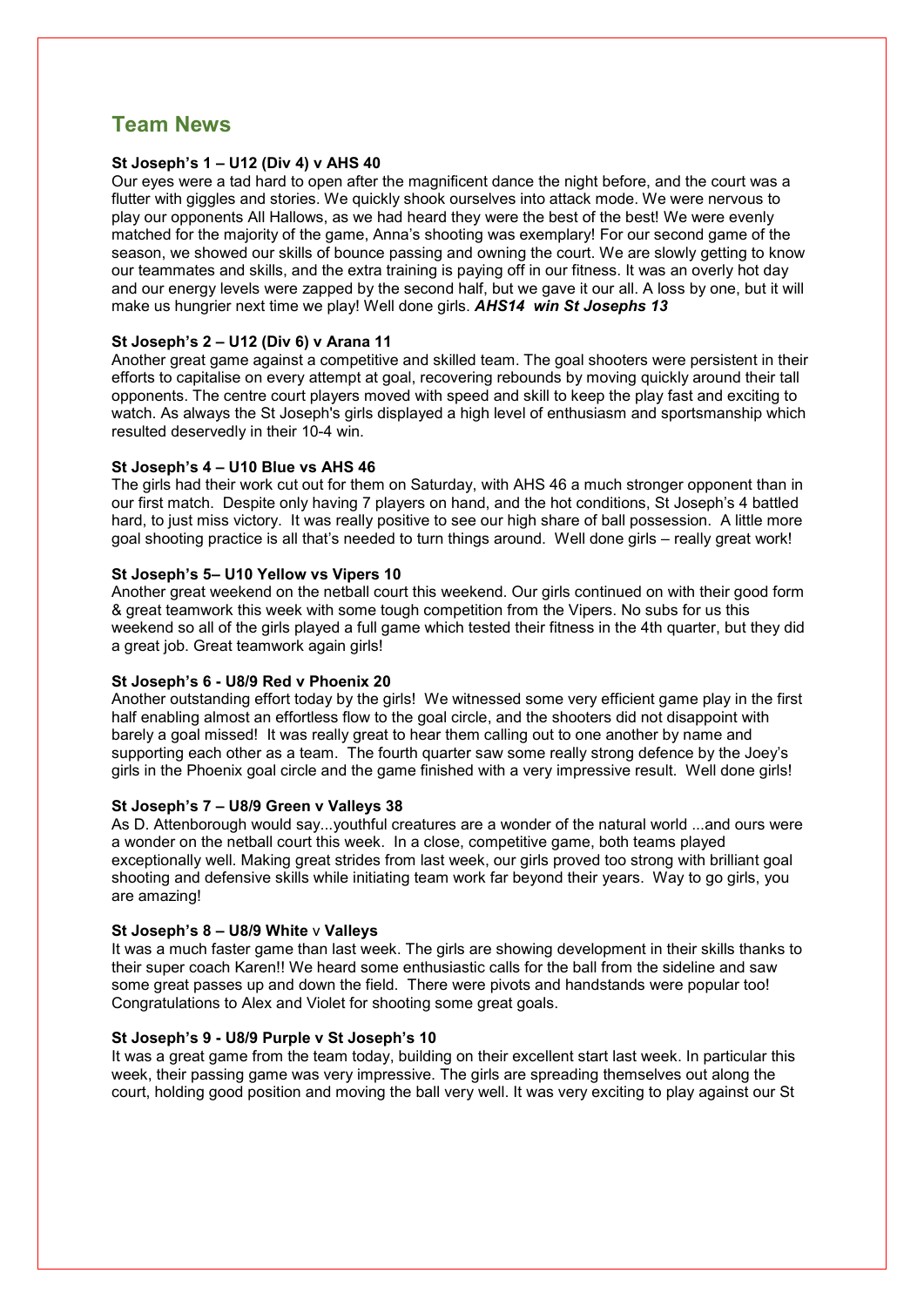## Team News

**St Joseph's 1 – U12 (Div 4) v AHS 40**

Our eyes were a tad hard to open after the magnificent dance the night before, and the court was a flutter with giggles and stories. We quickly shook ourselves into attack mode. We were nervous to play our opponents All Hallows, as we had heard they were the best of the best! We were evenly matched for the majority of the game, Anna's shooting was exemplary! For our second game of the season, we showed our skills of bounce passing and owning the court. We are slowly getting to know our teammates and skills, and the extra training is paying off in our fitness. It was an overly hot day and our energy levels were zapped by the second half, but we gave it our all. A loss by one, but it will make us hungrier next time we play! Well done girls. ***AHS14 win St Josephs 13***

**St Joseph's 2 – U12 (Div 6) v Arana 11**

Another great game against a competitive and skilled team. The goal shooters were persistent in their efforts to capitalise on every attempt at goal, recovering rebounds by moving quickly around their tall opponents. The centre court players moved with speed and skill to keep the play fast and exciting to watch. As always the St Joseph's girls displayed a high level of enthusiasm and sportsmanship which resulted deservedly in their 10-4 win.

**St Joseph's 4 – U10 Blue vs AHS 46**

The girls had their work cut out for them on Saturday, with AHS 46 a much stronger opponent than in our first match. Despite only having 7 players on hand, and the hot conditions, St Joseph's 4 battled hard, to just miss victory. It was really positive to see our high share of ball possession. A little more goal shooting practice is all that's needed to turn things around. Well done girls – really great work!

**St Joseph's 5– U10 Yellow vs Vipers 10**

Another great weekend on the netball court this weekend. Our girls continued on with their good form & great teamwork this week with some tough competition from the Vipers. No subs for us this weekend so all of the girls played a full game which tested their fitness in the 4th quarter, but they did a great job. Great teamwork again girls!

**St Joseph's 6 - U8/9 Red v Phoenix 20**

Another outstanding effort today by the girls! We witnessed some very efficient game play in the first half enabling almost an effortless flow to the goal circle, and the shooters did not disappoint with barely a goal missed! It was really great to hear them calling out to one another by name and supporting each other as a team. The fourth quarter saw some really strong defence by the Joey's girls in the Phoenix goal circle and the game finished with a very impressive result. Well done girls!

**St Joseph's 7 – U8/9 Green v Valleys 38**

As D. Attenborough would say...youthful creatures are a wonder of the natural world ...and ours were a wonder on the netball court this week. In a close, competitive game, both teams played exceptionally well. Making great strides from last week, our girls proved too strong with brilliant goal shooting and defensive skills while initiating team work far beyond their years. Way to go girls, you are amazing!

**St Joseph's 8 – U8/9 White** v **Valleys**

It was a much faster game than last week. The girls are showing development in their skills thanks to their super coach Karen!! We heard some enthusiastic calls for the ball from the sideline and saw some great passes up and down the field. There were pivots and handstands were popular too! Congratulations to Alex and Violet for shooting some great goals.

**St Joseph's 9 - U8/9 Purple v St Joseph's 10**

It was a great game from the team today, building on their excellent start last week. In particular this week, their passing game was very impressive. The girls are spreading themselves out along the court, holding good position and moving the ball very well. It was very exciting to play against our St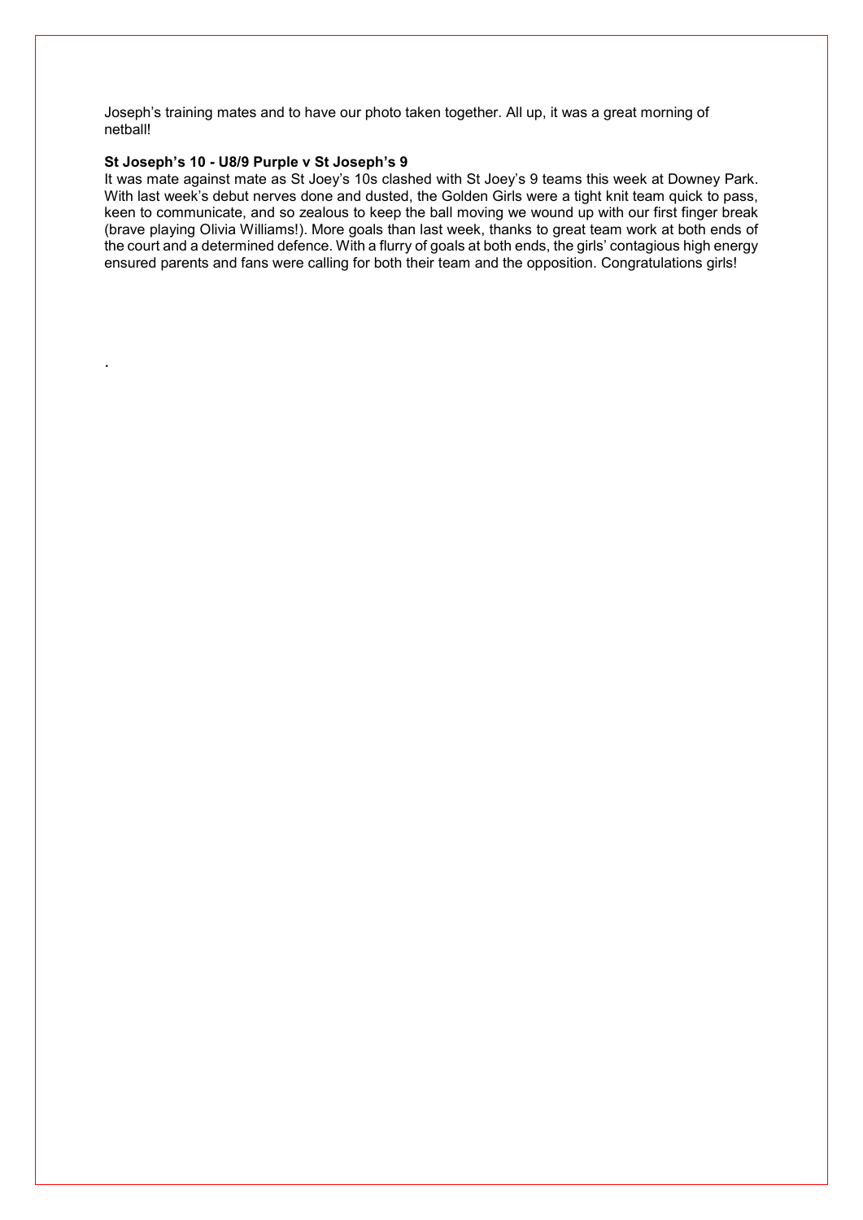Joseph's training mates and to have our photo taken together. All up, it was a great morning of netball!

**St Joseph's 10 - U8/9 Purple v St Joseph's 9**

It was mate against mate as St Joey's 10s clashed with St Joey's 9 teams this week at Downey Park. With last week's debut nerves done and dusted, the Golden Girls were a tight knit team quick to pass, keen to communicate, and so zealous to keep the ball moving we wound up with our first finger break (brave playing Olivia Williams!). More goals than last week, thanks to great team work at both ends of the court and a determined defence. With a flurry of goals at both ends, the girls' contagious high energy ensured parents and fans were calling for both their team and the opposition. Congratulations girls!

.